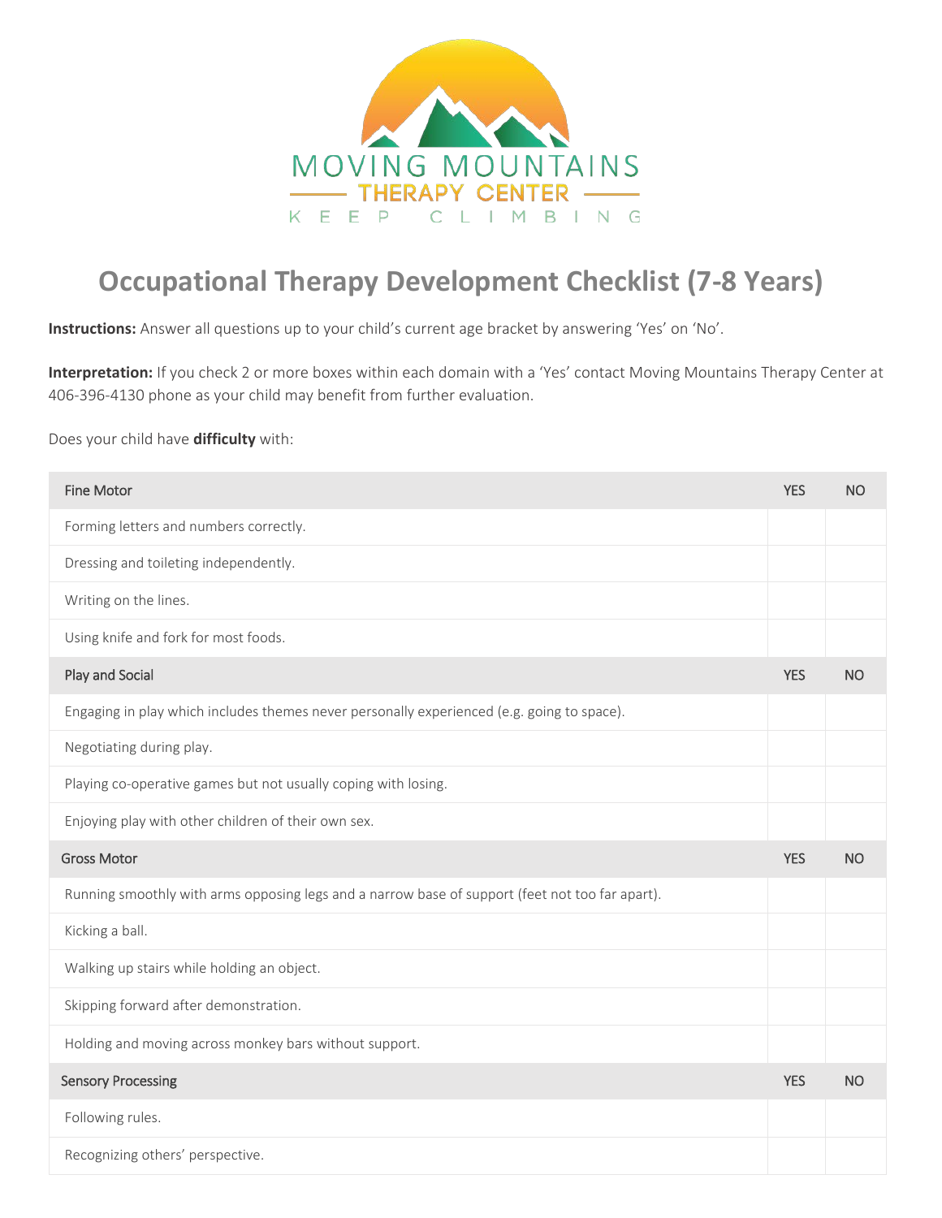MOVING MOUNTAINS

THERAPY CENTER

KEEP CLIMBING

# Occupational Therapy Development Checklist (7-8 Years)

**Instructions:** Answer all questions up to your child's current age bracket by answering 'Yes' on 'No'.

**Interpretation:** If you check 2 or more boxes within each domain with a 'Yes' contact Moving Mountains Therapy Center at 406-396-4130 phone as your child may benefit from further evaluation.

Does your child have **difficulty** with:

| Fine Motor | YES | NO |
|---|---|---|
| Forming letters and numbers correctly. | | |
| Dressing and toileting independently. | | |
| Writing on the lines. | | |
| Using knife and fork for most foods. | | |
| **Play and Social** | **YES** | **NO** |
| Engaging in play which includes themes never personally experienced (e.g. going to space). | | |
| Negotiating during play. | | |
| Playing co-operative games but not usually coping with losing. | | |
| Enjoying play with other children of their own sex. | | |
| **Gross Motor** | **YES** | **NO** |
| Running smoothly with arms opposing legs and a narrow base of support (feet not too far apart). | | |
| Kicking a ball. | | |
| Walking up stairs while holding an object. | | |
| Skipping forward after demonstration. | | |
| Holding and moving across monkey bars without support. | | |
| **Sensory Processing** | **YES** | **NO** |
| Following rules. | | |
| Recognizing others' perspective. | | |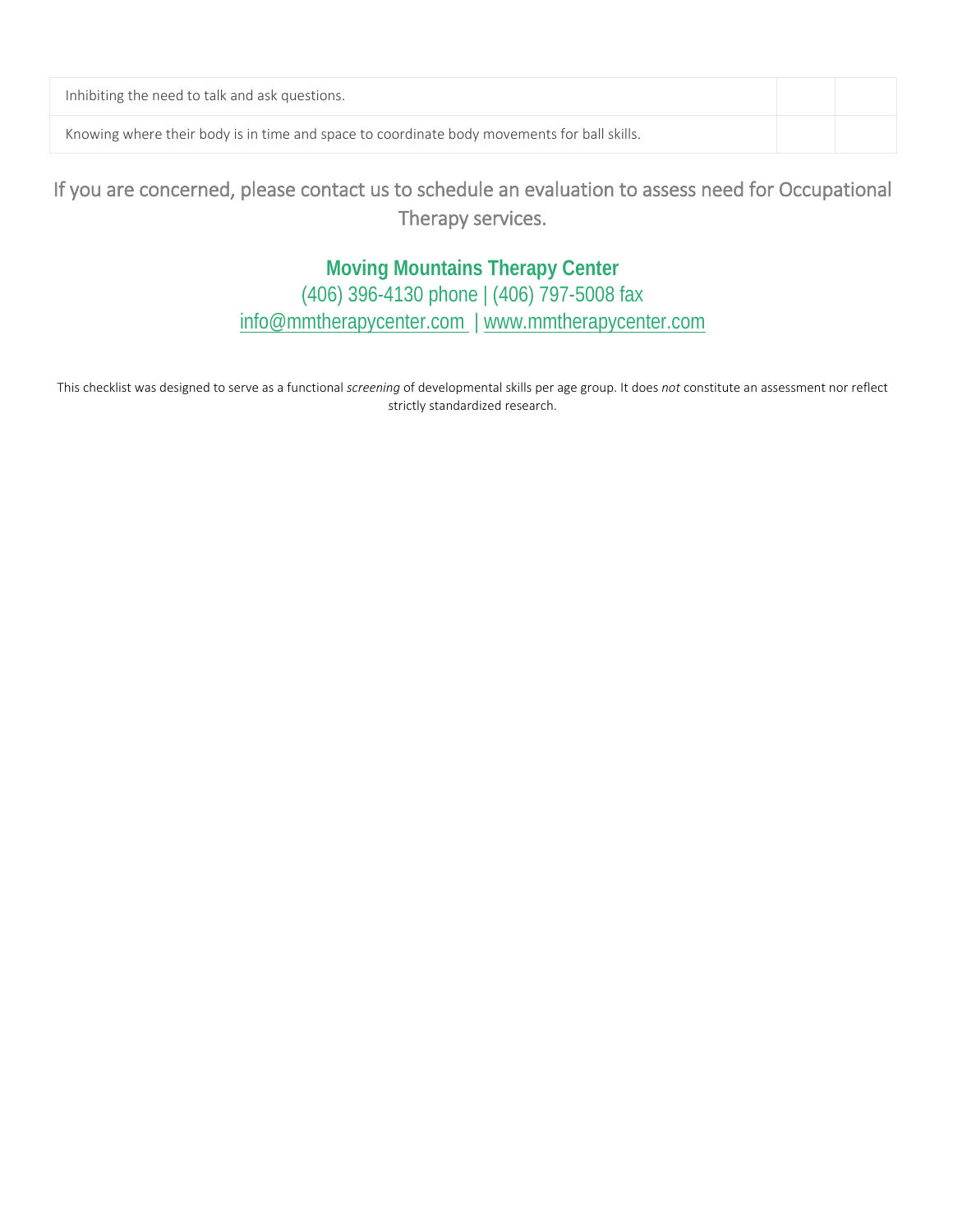| | | |
|---|---|---|
| Inhibiting the need to talk and ask questions. | | |
| Knowing where their body is in time and space to coordinate body movements for ball skills. | | |

If you are concerned, please contact us to schedule an evaluation to assess need for Occupational Therapy services.

**Moving Mountains Therapy Center**
(406) 396-4130 phone | (406) 797-5008 fax
info@mmtherapycenter.com | www.mmtherapycenter.com

This checklist was designed to serve as a functional *screening* of developmental skills per age group. It does *not* constitute an assessment nor reflect strictly standardized research.